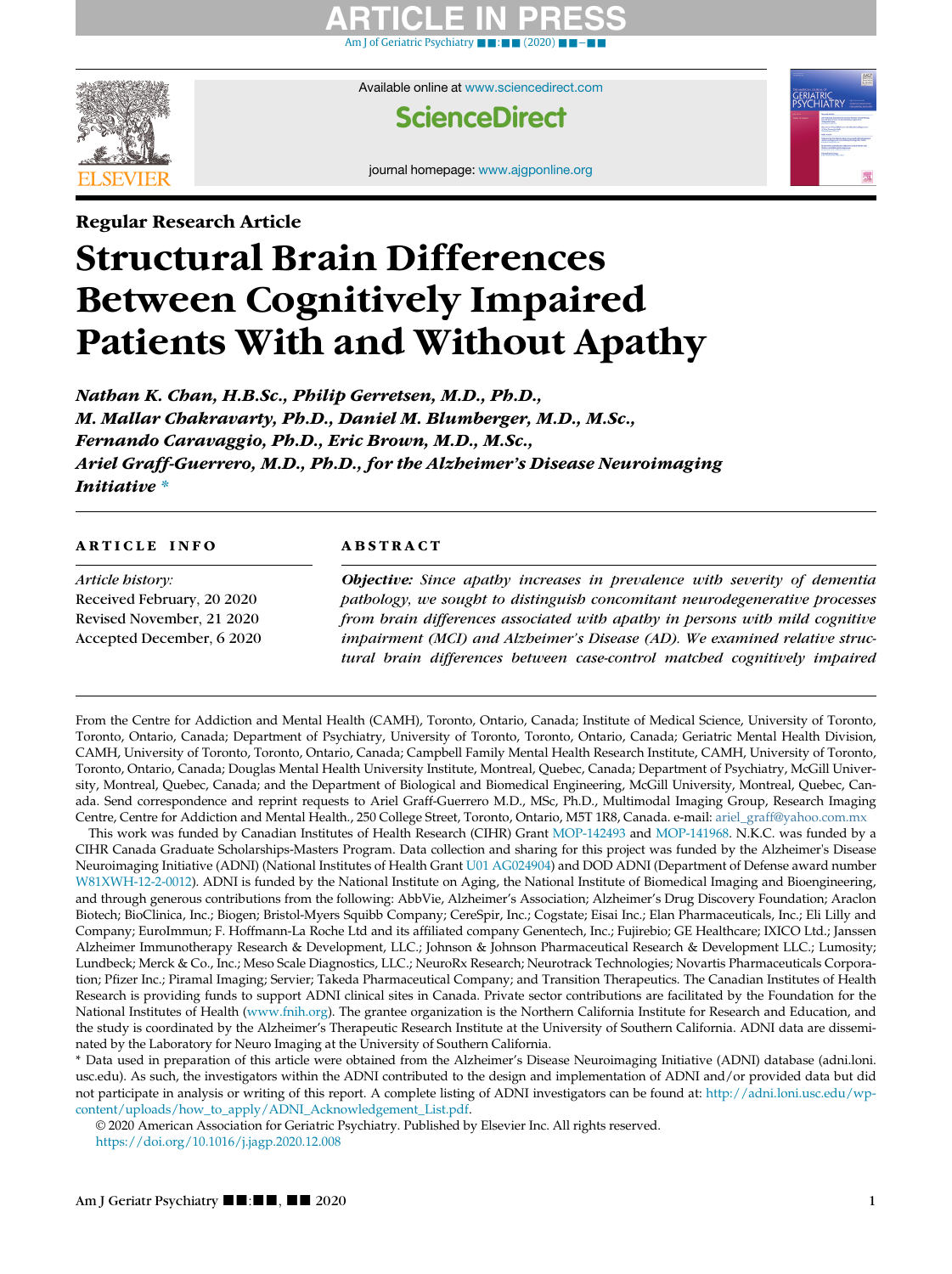Regular Research Article

# Structural Brain Differences Between Cognitively Impaired Patients With and Without Apathy

*Nathan K. Chan, H.B.Sc., Philip Gerretsen, M.D., Ph.D., M. Mallar Chakravarty, Ph.D., Daniel M. Blumberger, M.D., M.Sc., Fernando Caravaggio, Ph.D., Eric Brown, M.D., M.Sc., Ariel Graff-Guerrero, M.D., Ph.D., for the Alzheimer's Disease Neuroimaging Initiative \**

## ARTICLE INFO

*Article history:*
Received February, 20 2020
Revised November, 21 2020
Accepted December, 6 2020

## ABSTRACT

***Objective:*** *Since apathy increases in prevalence with severity of dementia pathology, we sought to distinguish concomitant neurodegenerative processes from brain differences associated with apathy in persons with mild cognitive impairment (MCI) and Alzheimer's Disease (AD). We examined relative structural brain differences between case-control matched cognitively impaired*

From the Centre for Addiction and Mental Health (CAMH), Toronto, Ontario, Canada; Institute of Medical Science, University of Toronto, Toronto, Ontario, Canada; Department of Psychiatry, University of Toronto, Toronto, Ontario, Canada; Geriatric Mental Health Division, CAMH, University of Toronto, Toronto, Ontario, Canada; Campbell Family Mental Health Research Institute, CAMH, University of Toronto, Toronto, Ontario, Canada; Douglas Mental Health University Institute, Montreal, Quebec, Canada; Department of Psychiatry, McGill University, Montreal, Quebec, Canada; and the Department of Biological and Biomedical Engineering, McGill University, Montreal, Quebec, Canada. Send correspondence and reprint requests to Ariel Graff-Guerrero M.D., MSc, Ph.D., Multimodal Imaging Group, Research Imaging Centre, Centre for Addiction and Mental Health., 250 College Street, Toronto, Ontario, M5T 1R8, Canada. e-mail: ariel_graff@yahoo.com.mx

This work was funded by Canadian Institutes of Health Research (CIHR) Grant MOP-142493 and MOP-141968. N.K.C. was funded by a CIHR Canada Graduate Scholarships-Masters Program. Data collection and sharing for this project was funded by the Alzheimer's Disease Neuroimaging Initiative (ADNI) (National Institutes of Health Grant U01 AG024904) and DOD ADNI (Department of Defense award number W81XWH-12-2-0012). ADNI is funded by the National Institute on Aging, the National Institute of Biomedical Imaging and Bioengineering, and through generous contributions from the following: AbbVie, Alzheimer's Association; Alzheimer's Drug Discovery Foundation; Araclon Biotech; BioClinica, Inc.; Biogen; Bristol-Myers Squibb Company; CereSpir, Inc.; Cogstate; Eisai Inc.; Elan Pharmaceuticals, Inc.; Eli Lilly and Company; EuroImmun; F. Hoffmann-La Roche Ltd and its affiliated company Genentech, Inc.; Fujirebio; GE Healthcare; IXICO Ltd.; Janssen Alzheimer Immunotherapy Research & Development, LLC.; Johnson & Johnson Pharmaceutical Research & Development LLC.; Lumosity; Lundbeck; Merck & Co., Inc.; Meso Scale Diagnostics, LLC.; NeuroRx Research; Neurotrack Technologies; Novartis Pharmaceuticals Corporation; Pfizer Inc.; Piramal Imaging; Servier; Takeda Pharmaceutical Company; and Transition Therapeutics. The Canadian Institutes of Health Research is providing funds to support ADNI clinical sites in Canada. Private sector contributions are facilitated by the Foundation for the National Institutes of Health (www.fnih.org). The grantee organization is the Northern California Institute for Research and Education, and the study is coordinated by the Alzheimer's Therapeutic Research Institute at the University of Southern California. ADNI data are disseminated by the Laboratory for Neuro Imaging at the University of Southern California.

\* Data used in preparation of this article were obtained from the Alzheimer's Disease Neuroimaging Initiative (ADNI) database (adni.loni.usc.edu). As such, the investigators within the ADNI contributed to the design and implementation of ADNI and/or provided data but did not participate in analysis or writing of this report. A complete listing of ADNI investigators can be found at: http://adni.loni.usc.edu/wp-content/uploads/how_to_apply/ADNI_Acknowledgement_List.pdf.

© 2020 American Association for Geriatric Psychiatry. Published by Elsevier Inc. All rights reserved.
https://doi.org/10.1016/j.jagp.2020.12.008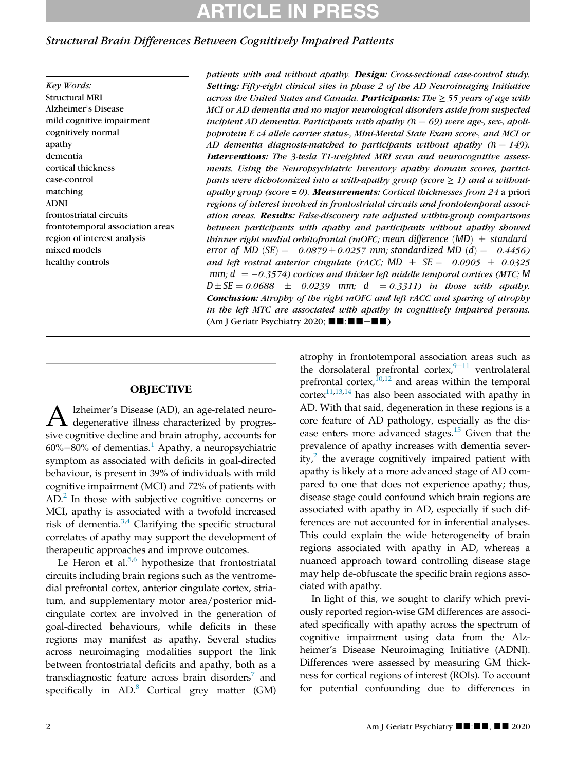Key Words: Structural MRI, Alzheimer's Disease, mild cognitive impairment, cognitively normal, apathy, dementia, cortical thickness, case-control, matching, ADNI, frontostriatal circuits, frontotemporal association areas, region of interest analysis, mixed models, healthy controls

*patients with and without apathy.* ***Design:*** *Cross-sectional case-control study.* ***Setting:*** *Fifty-eight clinical sites in phase 2 of the AD Neuroimaging Initiative across the United States and Canada.* ***Participants:*** *The ≥ 55 years of age with MCI or AD dementia and no major neurological disorders aside from suspected incipient AD dementia. Participants with apathy (n = 69) were age-, sex-, apolipoprotein E ε4 allele carrier status-, Mini-Mental State Exam score-, and MCI or AD dementia diagnosis-matched to participants without apathy (n = 149).* ***Interventions:*** *The 3-tesla T1-weighted MRI scan and neurocognitive assessments. Using the Neuropsychiatric Inventory apathy domain scores, participants were dichotomized into a with-apathy group (score ≥ 1) and a without-apathy group (score = 0).* ***Measurements:*** *Cortical thicknesses from 24* a priori *regions of interest involved in frontostriatal circuits and frontotemporal association areas.* ***Results:*** *False-discovery rate adjusted within-group comparisons between participants with apathy and participants without apathy showed thinner right medial orbitofrontal (mOFC; mean difference (MD) ± standard error of MD (SE) = −0.0879 ± 0.0257 mm; standardized MD (d) = −0.4456) and left rostral anterior cingulate (rACC; MD ± SE = −0.0905 ± 0.0325 mm; d = −0.3574) cortices and thicker left middle temporal cortices (MTC; MD ± SE = 0.0688 ± 0.0239 mm; d = 0.3311) in those with apathy.* ***Conclusion:*** *Atrophy of the right mOFC and left rACC and sparing of atrophy in the left MTC are associated with apathy in cognitively impaired persons.* (Am J Geriatr Psychiatry 2020; ■■:■■−■■)

## OBJECTIVE

Alzheimer's Disease (AD), an age-related neurodegenerative illness characterized by progressive cognitive decline and brain atrophy, accounts for 60%−80% of dementias.[1] Apathy, a neuropsychiatric symptom as associated with deficits in goal-directed behaviour, is present in 39% of individuals with mild cognitive impairment (MCI) and 72% of patients with AD.[2] In those with subjective cognitive concerns or MCI, apathy is associated with a twofold increased risk of dementia.[3,4] Clarifying the specific structural correlates of apathy may support the development of therapeutic approaches and improve outcomes.

Le Heron et al.[5,6] hypothesize that frontostriatal circuits including brain regions such as the ventromedial prefrontal cortex, anterior cingulate cortex, striatum, and supplementary motor area/posterior midcingulate cortex are involved in the generation of goal-directed behaviours, while deficits in these regions may manifest as apathy. Several studies across neuroimaging modalities support the link between frontostriatal deficits and apathy, both as a transdiagnostic feature across brain disorders[7] and specifically in AD.[8] Cortical grey matter (GM) atrophy in frontotemporal association areas such as the dorsolateral prefrontal cortex,[9−11] ventrolateral prefrontal cortex,[10,12] and areas within the temporal cortex[11,13,14] has also been associated with apathy in AD. With that said, degeneration in these regions is a core feature of AD pathology, especially as the disease enters more advanced stages.[15] Given that the prevalence of apathy increases with dementia severity,[2] the average cognitively impaired patient with apathy is likely at a more advanced stage of AD compared to one that does not experience apathy; thus, disease stage could confound which brain regions are associated with apathy in AD, especially if such differences are not accounted for in inferential analyses. This could explain the wide heterogeneity of brain regions associated with apathy in AD, whereas a nuanced approach toward controlling disease stage may help de-obfuscate the specific brain regions associated with apathy.

In light of this, we sought to clarify which previously reported region-wise GM differences are associated specifically with apathy across the spectrum of cognitive impairment using data from the Alzheimer's Disease Neuroimaging Initiative (ADNI). Differences were assessed by measuring GM thickness for cortical regions of interest (ROIs). To account for potential confounding due to differences in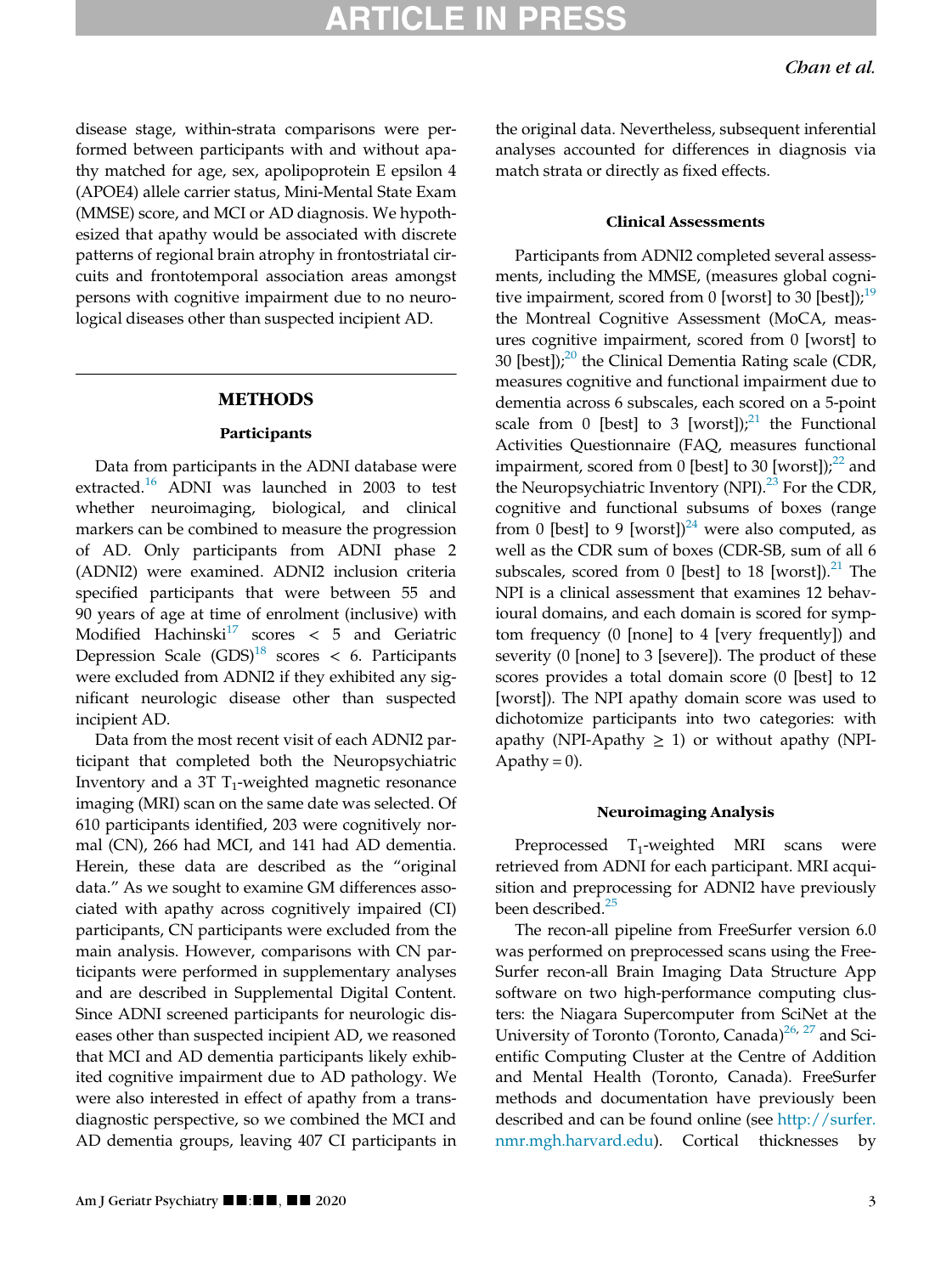disease stage, within-strata comparisons were performed between participants with and without apathy matched for age, sex, apolipoprotein E epsilon 4 (APOE4) allele carrier status, Mini-Mental State Exam (MMSE) score, and MCI or AD diagnosis. We hypothesized that apathy would be associated with discrete patterns of regional brain atrophy in frontostriatal circuits and frontotemporal association areas amongst persons with cognitive impairment due to no neurological diseases other than suspected incipient AD.

## METHODS

### Participants

Data from participants in the ADNI database were extracted.[16] ADNI was launched in 2003 to test whether neuroimaging, biological, and clinical markers can be combined to measure the progression of AD. Only participants from ADNI phase 2 (ADNI2) were examined. ADNI2 inclusion criteria specified participants that were between 55 and 90 years of age at time of enrolment (inclusive) with Modified Hachinski[17] scores < 5 and Geriatric Depression Scale (GDS)[18] scores < 6. Participants were excluded from ADNI2 if they exhibited any significant neurologic disease other than suspected incipient AD.

Data from the most recent visit of each ADNI2 participant that completed both the Neuropsychiatric Inventory and a 3T $T_1$-weighted magnetic resonance imaging (MRI) scan on the same date was selected. Of 610 participants identified, 203 were cognitively normal (CN), 266 had MCI, and 141 had AD dementia. Herein, these data are described as the "original data." As we sought to examine GM differences associated with apathy across cognitively impaired (CI) participants, CN participants were excluded from the main analysis. However, comparisons with CN participants were performed in supplementary analyses and are described in Supplemental Digital Content. Since ADNI screened participants for neurologic diseases other than suspected incipient AD, we reasoned that MCI and AD dementia participants likely exhibited cognitive impairment due to AD pathology. We were also interested in effect of apathy from a transdiagnostic perspective, so we combined the MCI and AD dementia groups, leaving 407 CI participants in the original data. Nevertheless, subsequent inferential analyses accounted for differences in diagnosis via match strata or directly as fixed effects.

### Clinical Assessments

Participants from ADNI2 completed several assessments, including the MMSE, (measures global cognitive impairment, scored from 0 [worst] to 30 [best]);[19] the Montreal Cognitive Assessment (MoCA, measures cognitive impairment, scored from 0 [worst] to 30 [best]);[20] the Clinical Dementia Rating scale (CDR, measures cognitive and functional impairment due to dementia across 6 subscales, each scored on a 5-point scale from 0 [best] to 3 [worst]);[21] the Functional Activities Questionnaire (FAQ, measures functional impairment, scored from 0 [best] to 30 [worst]);[22] and the Neuropsychiatric Inventory (NPI).[23] For the CDR, cognitive and functional subsums of boxes (range from 0 [best] to 9 [worst])[24] were also computed, as well as the CDR sum of boxes (CDR-SB, sum of all 6 subscales, scored from 0 [best] to 18 [worst]).[21] The NPI is a clinical assessment that examines 12 behavioural domains, and each domain is scored for symptom frequency (0 [none] to 4 [very frequently]) and severity (0 [none] to 3 [severe]). The product of these scores provides a total domain score (0 [best] to 12 [worst]). The NPI apathy domain score was used to dichotomize participants into two categories: with apathy (NPI-Apathy ≥ 1) or without apathy (NPI-Apathy = 0).

### Neuroimaging Analysis

Preprocessed $T_1$-weighted MRI scans were retrieved from ADNI for each participant. MRI acquisition and preprocessing for ADNI2 have previously been described.[25]

The recon-all pipeline from FreeSurfer version 6.0 was performed on preprocessed scans using the FreeSurfer recon-all Brain Imaging Data Structure App software on two high-performance computing clusters: the Niagara Supercomputer from SciNet at the University of Toronto (Toronto, Canada)[26,27] and Scientific Computing Cluster at the Centre of Addition and Mental Health (Toronto, Canada). FreeSurfer methods and documentation have previously been described and can be found online (see http://surfer.nmr.mgh.harvard.edu). Cortical thicknesses by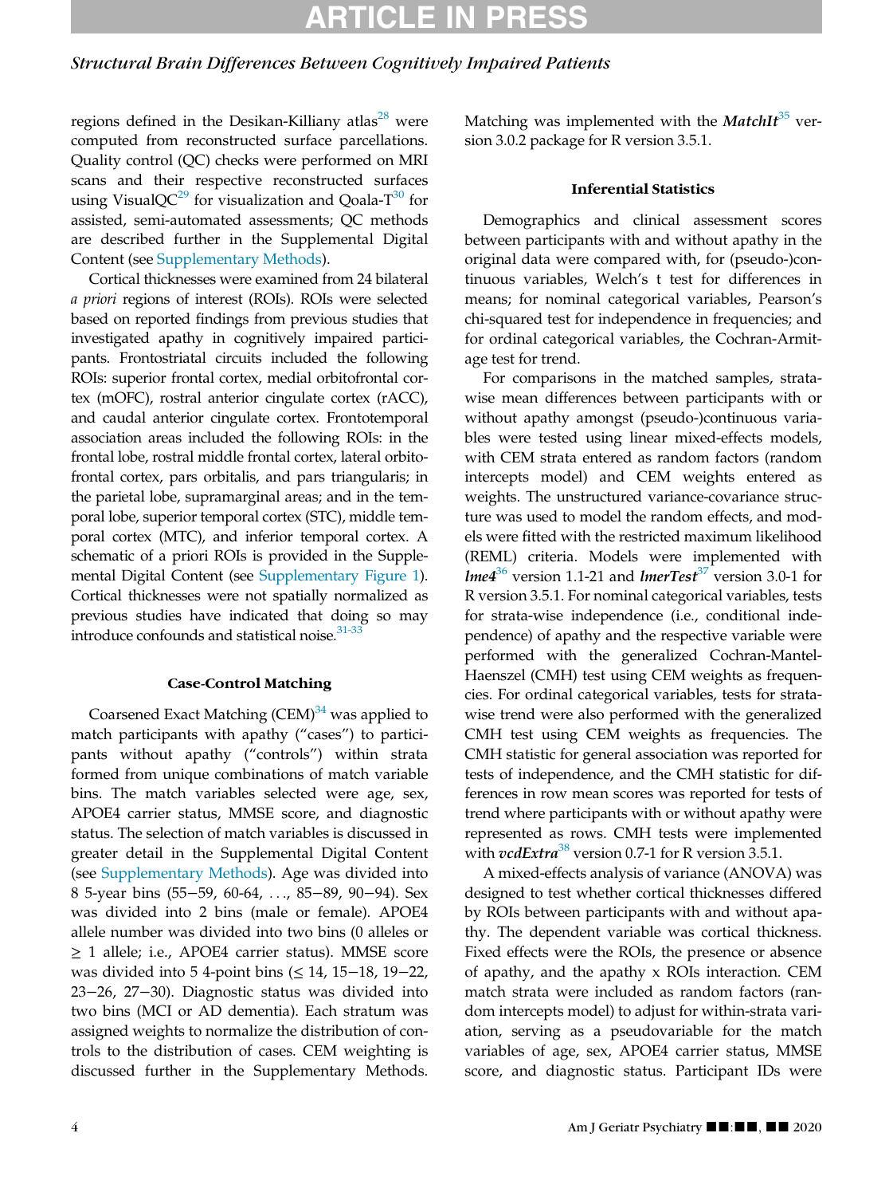regions defined in the Desikan-Killiany atlas[28] were computed from reconstructed surface parcellations. Quality control (QC) checks were performed on MRI scans and their respective reconstructed surfaces using VisualQC[29] for visualization and Qoala-T[30] for assisted, semi-automated assessments; QC methods are described further in the Supplemental Digital Content (see Supplementary Methods).

Cortical thicknesses were examined from 24 bilateral *a priori* regions of interest (ROIs). ROIs were selected based on reported findings from previous studies that investigated apathy in cognitively impaired participants. Frontostriatal circuits included the following ROIs: superior frontal cortex, medial orbitofrontal cortex (mOFC), rostral anterior cingulate cortex (rACC), and caudal anterior cingulate cortex. Frontotemporal association areas included the following ROIs: in the frontal lobe, rostral middle frontal cortex, lateral orbitofrontal cortex, pars orbitalis, and pars triangularis; in the parietal lobe, supramarginal areas; and in the temporal lobe, superior temporal cortex (STC), middle temporal cortex (MTC), and inferior temporal cortex. A schematic of a priori ROIs is provided in the Supplemental Digital Content (see Supplementary Figure 1). Cortical thicknesses were not spatially normalized as previous studies have indicated that doing so may introduce confounds and statistical noise.[31-33]

### Case-Control Matching

Coarsened Exact Matching (CEM)[34] was applied to match participants with apathy ("cases") to participants without apathy ("controls") within strata formed from unique combinations of match variable bins. The match variables selected were age, sex, APOE4 carrier status, MMSE score, and diagnostic status. The selection of match variables is discussed in greater detail in the Supplemental Digital Content (see Supplementary Methods). Age was divided into 8 5-year bins (55−59, 60-64, . . ., 85−89, 90−94). Sex was divided into 2 bins (male or female). APOE4 allele number was divided into two bins (0 alleles or ≥ 1 allele; i.e., APOE4 carrier status). MMSE score was divided into 5 4-point bins (≤ 14, 15−18, 19−22, 23−26, 27−30). Diagnostic status was divided into two bins (MCI or AD dementia). Each stratum was assigned weights to normalize the distribution of controls to the distribution of cases. CEM weighting is discussed further in the Supplementary Methods. Matching was implemented with the ***MatchIt***[35] version 3.0.2 package for R version 3.5.1.

### Inferential Statistics

Demographics and clinical assessment scores between participants with and without apathy in the original data were compared with, for (pseudo-)continuous variables, Welch's t test for differences in means; for nominal categorical variables, Pearson's chi-squared test for independence in frequencies; and for ordinal categorical variables, the Cochran-Armitage test for trend.

For comparisons in the matched samples, strata-wise mean differences between participants with or without apathy amongst (pseudo-)continuous variables were tested using linear mixed-effects models, with CEM strata entered as random factors (random intercepts model) and CEM weights entered as weights. The unstructured variance-covariance structure was used to model the random effects, and models were fitted with the restricted maximum likelihood (REML) criteria. Models were implemented with ***lme4***[36] version 1.1-21 and ***lmerTest***[37] version 3.0-1 for R version 3.5.1. For nominal categorical variables, tests for strata-wise independence (i.e., conditional independence) of apathy and the respective variable were performed with the generalized Cochran-Mantel-Haenszel (CMH) test using CEM weights as frequencies. For ordinal categorical variables, tests for strata-wise trend were also performed with the generalized CMH test using CEM weights as frequencies. The CMH statistic for general association was reported for tests of independence, and the CMH statistic for differences in row mean scores was reported for tests of trend where participants with or without apathy were represented as rows. CMH tests were implemented with ***vcdExtra***[38] version 0.7-1 for R version 3.5.1.

A mixed-effects analysis of variance (ANOVA) was designed to test whether cortical thicknesses differed by ROIs between participants with and without apathy. The dependent variable was cortical thickness. Fixed effects were the ROIs, the presence or absence of apathy, and the apathy x ROIs interaction. CEM match strata were included as random factors (random intercepts model) to adjust for within-strata variation, serving as a pseudovariable for the match variables of age, sex, APOE4 carrier status, MMSE score, and diagnostic status. Participant IDs were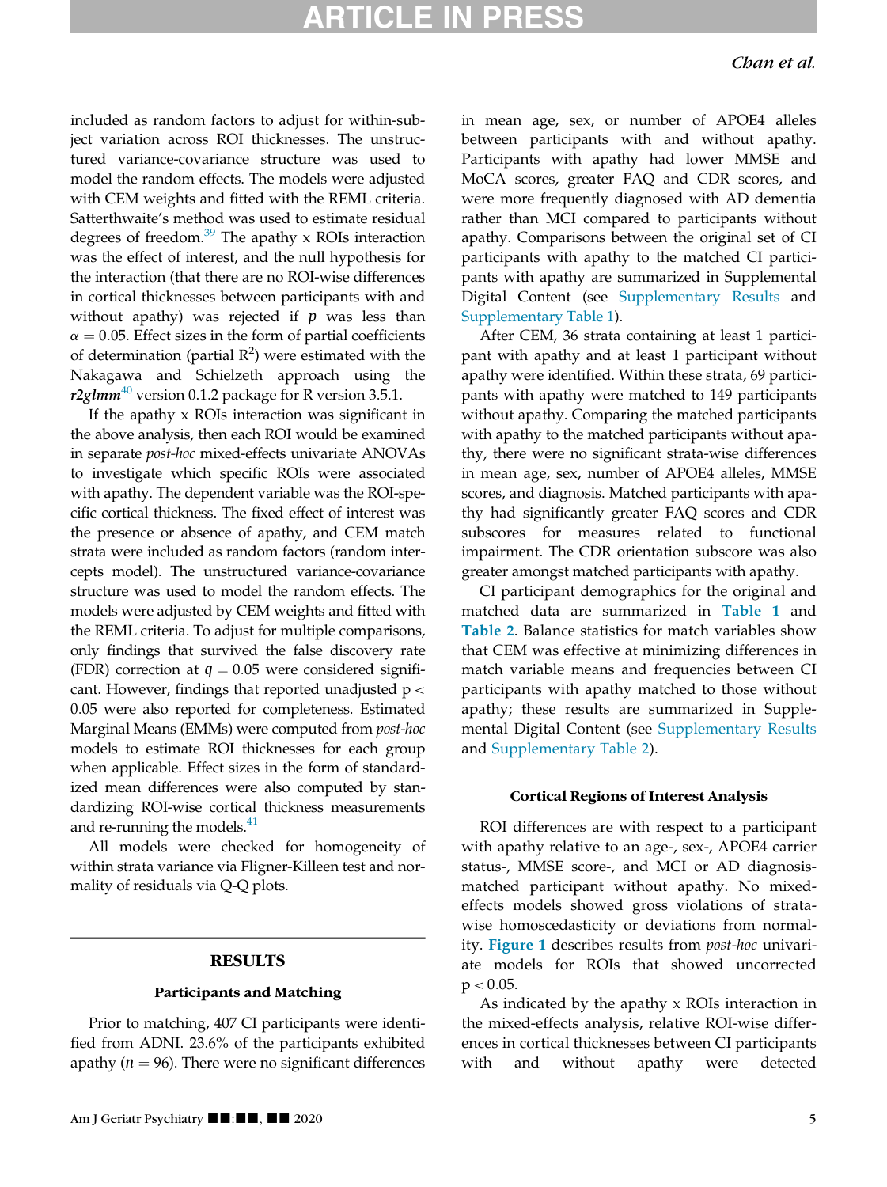included as random factors to adjust for within-subject variation across ROI thicknesses. The unstructured variance-covariance structure was used to model the random effects. The models were adjusted with CEM weights and fitted with the REML criteria. Satterthwaite's method was used to estimate residual degrees of freedom.[39] The apathy x ROIs interaction was the effect of interest, and the null hypothesis for the interaction (that there are no ROI-wise differences in cortical thicknesses between participants with and without apathy) was rejected if $p$ was less than $\alpha = 0.05$. Effect sizes in the form of partial coefficients of determination (partial $R^2$) were estimated with the Nakagawa and Schielzeth approach using the ***r2glmm***[40] version 0.1.2 package for R version 3.5.1.

If the apathy x ROIs interaction was significant in the above analysis, then each ROI would be examined in separate *post-hoc* mixed-effects univariate ANOVAs to investigate which specific ROIs were associated with apathy. The dependent variable was the ROI-specific cortical thickness. The fixed effect of interest was the presence or absence of apathy, and CEM match strata were included as random factors (random intercepts model). The unstructured variance-covariance structure was used to model the random effects. The models were adjusted by CEM weights and fitted with the REML criteria. To adjust for multiple comparisons, only findings that survived the false discovery rate (FDR) correction at $q = 0.05$ were considered significant. However, findings that reported unadjusted $p < 0.05$ were also reported for completeness. Estimated Marginal Means (EMMs) were computed from *post-hoc* models to estimate ROI thicknesses for each group when applicable. Effect sizes in the form of standardized mean differences were also computed by standardizing ROI-wise cortical thickness measurements and re-running the models.[41]

All models were checked for homogeneity of within strata variance via Fligner-Killeen test and normality of residuals via Q-Q plots.

## RESULTS

### Participants and Matching

Prior to matching, 407 CI participants were identified from ADNI. 23.6% of the participants exhibited apathy ($n = 96$). There were no significant differences in mean age, sex, or number of APOE4 alleles between participants with and without apathy. Participants with apathy had lower MMSE and MoCA scores, greater FAQ and CDR scores, and were more frequently diagnosed with AD dementia rather than MCI compared to participants without apathy. Comparisons between the original set of CI participants with apathy to the matched CI participants with apathy are summarized in Supplemental Digital Content (see Supplementary Results and Supplementary Table 1).

After CEM, 36 strata containing at least 1 participant with apathy and at least 1 participant without apathy were identified. Within these strata, 69 participants with apathy were matched to 149 participants without apathy. Comparing the matched participants with apathy to the matched participants without apathy, there were no significant strata-wise differences in mean age, sex, number of APOE4 alleles, MMSE scores, and diagnosis. Matched participants with apathy had significantly greater FAQ scores and CDR subscores for measures related to functional impairment. The CDR orientation subscore was also greater amongst matched participants with apathy.

CI participant demographics for the original and matched data are summarized in **Table 1** and **Table 2**. Balance statistics for match variables show that CEM was effective at minimizing differences in match variable means and frequencies between CI participants with apathy matched to those without apathy; these results are summarized in Supplemental Digital Content (see Supplementary Results and Supplementary Table 2).

### Cortical Regions of Interest Analysis

ROI differences are with respect to a participant with apathy relative to an age-, sex-, APOE4 carrier status-, MMSE score-, and MCI or AD diagnosis-matched participant without apathy. No mixed-effects models showed gross violations of strata-wise homoscedasticity or deviations from normality. **Figure 1** describes results from *post-hoc* univariate models for ROIs that showed uncorrected $p < 0.05$.

As indicated by the apathy x ROIs interaction in the mixed-effects analysis, relative ROI-wise differences in cortical thicknesses between CI participants with and without apathy were detected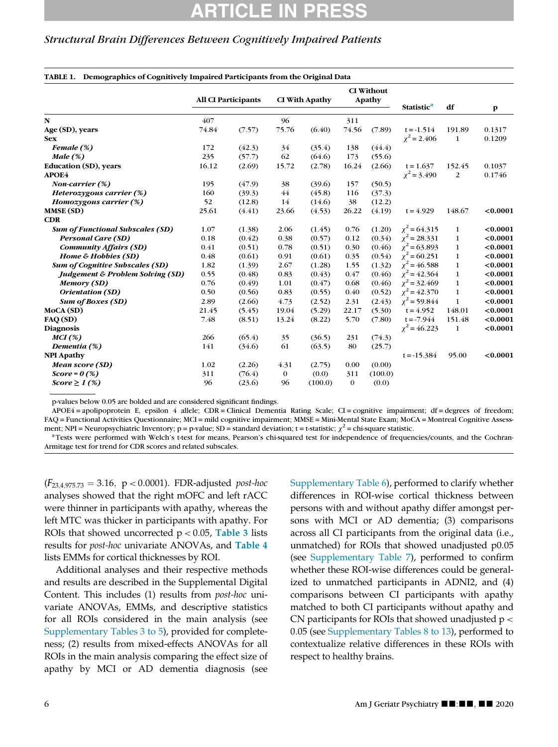**TABLE 1. Demographics of Cognitively Impaired Participants from the Original Data**

| | All CI Participants | | CI With Apathy | | CI Without Apathy | | Statistic[a] | df | p |
|---|---|---|---|---|---|---|---|---|---|
| **N** | 407 | | 96 | | 311 | | | | |
| **Age (SD), years** | 74.84 | (7.57) | 75.76 | (6.40) | 74.56 | (7.89) | t = -1.514 | 191.89 | 0.1317 |
| **Sex** | | | | | | | $\chi^2 = 2.406$ | 1 | 0.1209 |
| ***Female (%)*** | 172 | (42.3) | 34 | (35.4) | 138 | (44.4) | | | |
| ***Male (%)*** | 235 | (57.7) | 62 | (64.6) | 173 | (55.6) | | | |
| **Education (SD), years** | 16.12 | (2.69) | 15.72 | (2.78) | 16.24 | (2.66) | t = 1.637 | 152.45 | 0.1037 |
| **APOE4** | | | | | | | $\chi^2 = 3.490$ | 2 | 0.1746 |
| ***Non-carrier (%)*** | 195 | (47.9) | 38 | (39.6) | 157 | (50.5) | | | |
| ***Heterozygous carrier (%)*** | 160 | (39.3) | 44 | (45.8) | 116 | (37.3) | | | |
| ***Homozygous carrier (%)*** | 52 | (12.8) | 14 | (14.6) | 38 | (12.2) | | | |
| **MMSE (SD)** | 25.61 | (4.41) | 23.66 | (4.53) | 26.22 | (4.19) | t = 4.929 | 148.67 | **<0.0001** |
| **CDR** | | | | | | | | | |
| ***Sum of Functional Subscales (SD)*** | 1.07 | (1.38) | 2.06 | (1.45) | 0.76 | (1.20) | $\chi^2 = 64.315$ | 1 | **<0.0001** |
| ***Personal Care (SD)*** | 0.18 | (0.42) | 0.38 | (0.57) | 0.12 | (0.34) | $\chi^2 = 28.331$ | 1 | **<0.0001** |
| ***Community Affairs (SD)*** | 0.41 | (0.51) | 0.78 | (0.51) | 0.30 | (0.46) | $\chi^2 = 63.893$ | 1 | **<0.0001** |
| ***Home & Hobbies (SD)*** | 0.48 | (0.61) | 0.91 | (0.61) | 0.35 | (0.54) | $\chi^2 = 60.251$ | 1 | **<0.0001** |
| ***Sum of Cognitive Subscales (SD)*** | 1.82 | (1.39) | 2.67 | (1.28) | 1.55 | (1.32) | $\chi^2 = 46.588$ | 1 | **<0.0001** |
| ***Judgement & Problem Solving (SD)*** | 0.55 | (0.48) | 0.83 | (0.43) | 0.47 | (0.46) | $\chi^2 = 42.364$ | 1 | **<0.0001** |
| ***Memory (SD)*** | 0.76 | (0.49) | 1.01 | (0.47) | 0.68 | (0.46) | $\chi^2 = 32.469$ | 1 | **<0.0001** |
| ***Orientation (SD)*** | 0.50 | (0.56) | 0.83 | (0.55) | 0.40 | (0.52) | $\chi^2 = 42.370$ | 1 | **<0.0001** |
| ***Sum of Boxes (SD)*** | 2.89 | (2.66) | 4.73 | (2.52) | 2.31 | (2.43) | $\chi^2 = 59.844$ | 1 | **<0.0001** |
| **MoCA (SD)** | 21.45 | (5.45) | 19.04 | (5.29) | 22.17 | (5.30) | t = 4.952 | 148.01 | **<0.0001** |
| **FAQ (SD)** | 7.48 | (8.51) | 13.24 | (8.22) | 5.70 | (7.80) | t = -7.944 | 151.48 | **<0.0001** |
| **Diagnosis** | | | | | | | $\chi^2 = 46.223$ | 1 | **<0.0001** |
| ***MCI (%)*** | 266 | (65.4) | 35 | (36.5) | 231 | (74.3) | | | |
| ***Dementia (%)*** | 141 | (34.6) | 61 | (63.5) | 80 | (25.7) | | | |
| **NPI Apathy** | | | | | | | t = -15.384 | 95.00 | **<0.0001** |
| ***Mean score (SD)*** | 1.02 | (2.26) | 4.31 | (2.75) | 0.00 | (0.00) | | | |
| ***Score = 0 (%)*** | 311 | (76.4) | 0 | (0.0) | 311 | (100.0) | | | |
| ***Score ≥ 1 (%)*** | 96 | (23.6) | 96 | (100.0) | 0 | (0.0) | | | |

p-values below 0.05 are bolded and are considered significant findings.

APOE4 = apolipoprotein E, epsilon 4 allele; CDR = Clinical Dementia Rating Scale; CI = cognitive impairment; df = degrees of freedom; FAQ = Functional Activities Questionnaire; MCI = mild cognitive impairment; MMSE = Mini-Mental State Exam; MoCA = Montreal Cognitive Assessment; NPI = Neuropsychiatric Inventory; p = p-value; SD = standard deviation; t = t-statistic; $\chi^2$ = chi-square statistic.

[a] Tests were performed with Welch's t-test for means, Pearson's chi-squared test for independence of frequencies/counts, and the Cochran-Armitage test for trend for CDR scores and related subscales.

($F_{23,4,975.73} = 3.16$, $p < 0.0001$). FDR-adjusted *post-hoc* analyses showed that the right mOFC and left rACC were thinner in participants with apathy, whereas the left MTC was thicker in participants with apathy. For ROIs that showed uncorrected $p < 0.05$, **Table 3** lists results for *post-hoc* univariate ANOVAs, and **Table 4** lists EMMs for cortical thicknesses by ROI.

Additional analyses and their respective methods and results are described in the Supplemental Digital Content. This includes (1) results from *post-hoc* univariate ANOVAs, EMMs, and descriptive statistics for all ROIs considered in the main analysis (see Supplementary Tables 3 to 5), provided for completeness; (2) results from mixed-effects ANOVAs for all ROIs in the main analysis comparing the effect size of apathy by MCI or AD dementia diagnosis (see Supplementary Table 6), performed to clarify whether differences in ROI-wise cortical thickness between persons with and without apathy differ amongst persons with MCI or AD dementia; (3) comparisons across all CI participants from the original data (i.e., unmatched) for ROIs that showed unadjusted p0.05 (see Supplementary Table 7), performed to confirm whether these ROI-wise differences could be generalized to unmatched participants in ADNI2, and (4) comparisons between CI participants with apathy matched to both CI participants without apathy and CN participants for ROIs that showed unadjusted $p < 0.05$ (see Supplementary Tables 8 to 13), performed to contextualize relative differences in these ROIs with respect to healthy brains.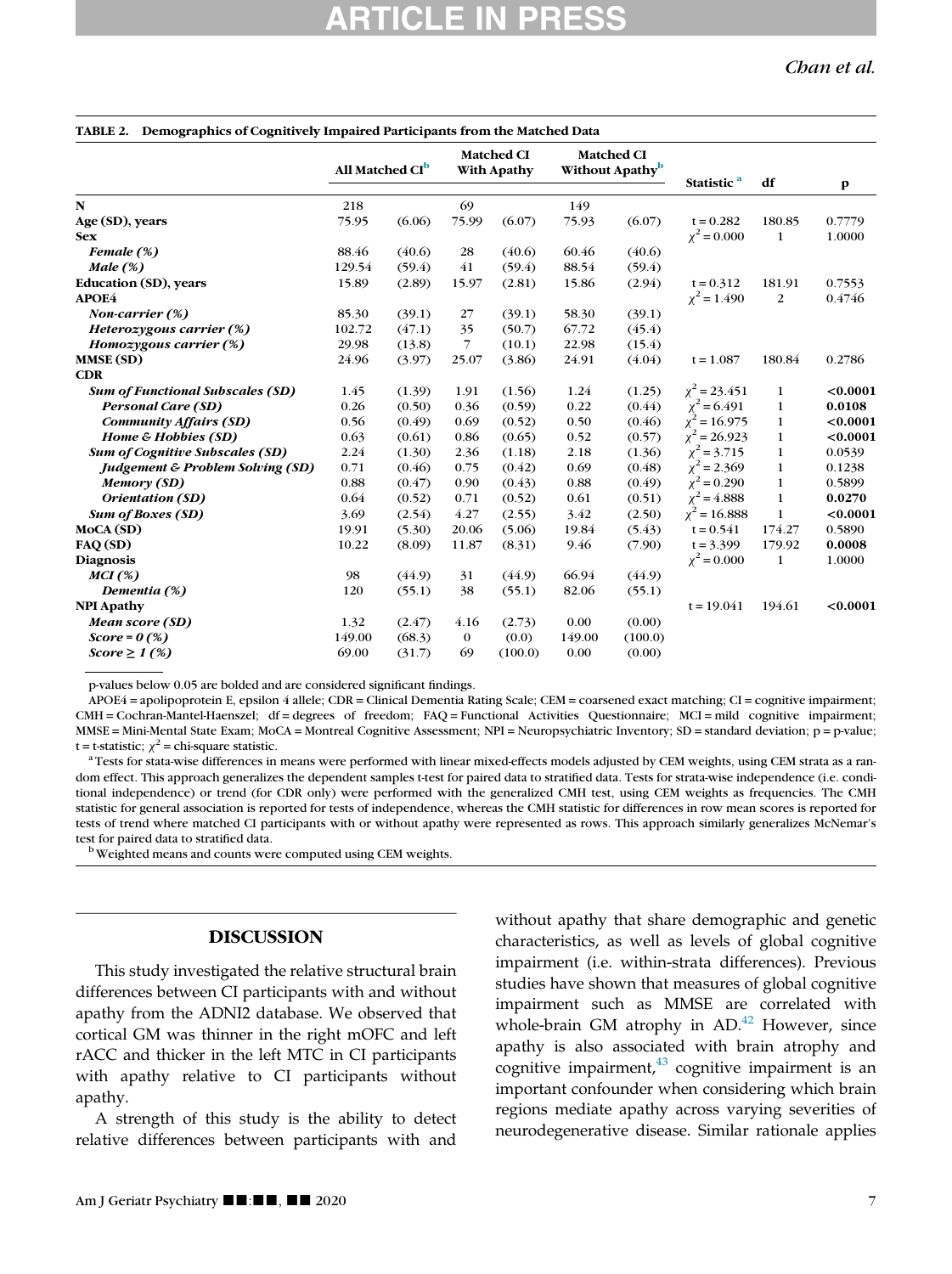**TABLE 2. Demographics of Cognitively Impaired Participants from the Matched Data**

| | All Matched CI[b] | | Matched CI With Apathy | | Matched CI Without Apathy[b] | | Statistic[a] | df | p |
|---|---|---|---|---|---|---|---|---|---|
| **N** | 218 | | 69 | | 149 | | | | |
| **Age (SD), years** | 75.95 | (6.06) | 75.99 | (6.07) | 75.93 | (6.07) | t = 0.282 | 180.85 | 0.7779 |
| **Sex** | | | | | | | $\chi^2$ = 0.000 | 1 | 1.0000 |
| ***Female (%)*** | 88.46 | (40.6) | 28 | (40.6) | 60.46 | (40.6) | | | |
| ***Male (%)*** | 129.54 | (59.4) | 41 | (59.4) | 88.54 | (59.4) | | | |
| **Education (SD), years** | 15.89 | (2.89) | 15.97 | (2.81) | 15.86 | (2.94) | t = 0.312 | 181.91 | 0.7553 |
| **APOE4** | | | | | | | $\chi^2$ = 1.490 | 2 | 0.4746 |
| ***Non-carrier (%)*** | 85.30 | (39.1) | 27 | (39.1) | 58.30 | (39.1) | | | |
| ***Heterozygous carrier (%)*** | 102.72 | (47.1) | 35 | (50.7) | 67.72 | (45.4) | | | |
| ***Homozygous carrier (%)*** | 29.98 | (13.8) | 7 | (10.1) | 22.98 | (15.4) | | | |
| **MMSE (SD)** | 24.96 | (3.97) | 25.07 | (3.86) | 24.91 | (4.04) | t = 1.087 | 180.84 | 0.2786 |
| **CDR** | | | | | | | | | |
| ***Sum of Functional Subscales (SD)*** | 1.45 | (1.39) | 1.91 | (1.56) | 1.24 | (1.25) | $\chi^2$ = 23.451 | 1 | **<0.0001** |
| ***Personal Care (SD)*** | 0.26 | (0.50) | 0.36 | (0.59) | 0.22 | (0.44) | $\chi^2$ = 6.491 | 1 | **0.0108** |
| ***Community Affairs (SD)*** | 0.56 | (0.49) | 0.69 | (0.52) | 0.50 | (0.46) | $\chi^2$ = 16.975 | 1 | **<0.0001** |
| ***Home & Hobbies (SD)*** | 0.63 | (0.61) | 0.86 | (0.65) | 0.52 | (0.57) | $\chi^2$ = 26.923 | 1 | **<0.0001** |
| ***Sum of Cognitive Subscales (SD)*** | 2.24 | (1.30) | 2.36 | (1.18) | 2.18 | (1.36) | $\chi^2$ = 3.715 | 1 | 0.0539 |
| ***Judgement & Problem Solving (SD)*** | 0.71 | (0.46) | 0.75 | (0.42) | 0.69 | (0.48) | $\chi^2$ = 2.369 | 1 | 0.1238 |
| ***Memory (SD)*** | 0.88 | (0.47) | 0.90 | (0.43) | 0.88 | (0.49) | $\chi^2$ = 0.290 | 1 | 0.5899 |
| ***Orientation (SD)*** | 0.64 | (0.52) | 0.71 | (0.52) | 0.61 | (0.51) | $\chi^2$ = 4.888 | 1 | **0.0270** |
| ***Sum of Boxes (SD)*** | 3.69 | (2.54) | 4.27 | (2.55) | 3.42 | (2.50) | $\chi^2$ = 16.888 | 1 | **<0.0001** |
| **MoCA (SD)** | 19.91 | (5.30) | 20.06 | (5.06) | 19.84 | (5.43) | t = 0.541 | 174.27 | 0.5890 |
| **FAQ (SD)** | 10.22 | (8.09) | 11.87 | (8.31) | 9.46 | (7.90) | t = 3.399 | 179.92 | **0.0008** |
| **Diagnosis** | | | | | | | $\chi^2$ = 0.000 | 1 | 1.0000 |
| ***MCI (%)*** | 98 | (44.9) | 31 | (44.9) | 66.94 | (44.9) | | | |
| ***Dementia (%)*** | 120 | (55.1) | 38 | (55.1) | 82.06 | (55.1) | | | |
| **NPI Apathy** | | | | | | | t = 19.041 | 194.61 | **<0.0001** |
| ***Mean score (SD)*** | 1.32 | (2.47) | 4.16 | (2.73) | 0.00 | (0.00) | | | |
| ***Score = 0 (%)*** | 149.00 | (68.3) | 0 | (0.0) | 149.00 | (100.0) | | | |
| ***Score ≥ 1 (%)*** | 69.00 | (31.7) | 69 | (100.0) | 0.00 | (0.00) | | | |

p-values below 0.05 are bolded and are considered significant findings.

APOE4 = apolipoprotein E, epsilon 4 allele; CDR = Clinical Dementia Rating Scale; CEM = coarsened exact matching; CI = cognitive impairment; CMH = Cochran-Mantel-Haenszel; df = degrees of freedom; FAQ = Functional Activities Questionnaire; MCI = mild cognitive impairment; MMSE = Mini-Mental State Exam; MoCA = Montreal Cognitive Assessment; NPI = Neuropsychiatric Inventory; SD = standard deviation; p = p-value; t = t-statistic; $\chi^2$ = chi-square statistic.

[a] Tests for stata-wise differences in means were performed with linear mixed-effects models adjusted by CEM weights, using CEM strata as a random effect. This approach generalizes the dependent samples t-test for paired data to stratified data. Tests for strata-wise independence (i.e. conditional independence) or trend (for CDR only) were performed with the generalized CMH test, using CEM weights as frequencies. The CMH statistic for general association is reported for tests of independence, whereas the CMH statistic for differences in row mean scores is reported for tests of trend where matched CI participants with or without apathy were represented as rows. This approach similarly generalizes McNemar's test for paired data to stratified data.

[b] Weighted means and counts were computed using CEM weights.

## DISCUSSION

This study investigated the relative structural brain differences between CI participants with and without apathy from the ADNI2 database. We observed that cortical GM was thinner in the right mOFC and left rACC and thicker in the left MTC in CI participants with apathy relative to CI participants without apathy.

A strength of this study is the ability to detect relative differences between participants with and without apathy that share demographic and genetic characteristics, as well as levels of global cognitive impairment (i.e. within-strata differences). Previous studies have shown that measures of global cognitive impairment such as MMSE are correlated with whole-brain GM atrophy in AD.[42] However, since apathy is also associated with brain atrophy and cognitive impairment,[43] cognitive impairment is an important confounder when considering which brain regions mediate apathy across varying severities of neurodegenerative disease. Similar rationale applies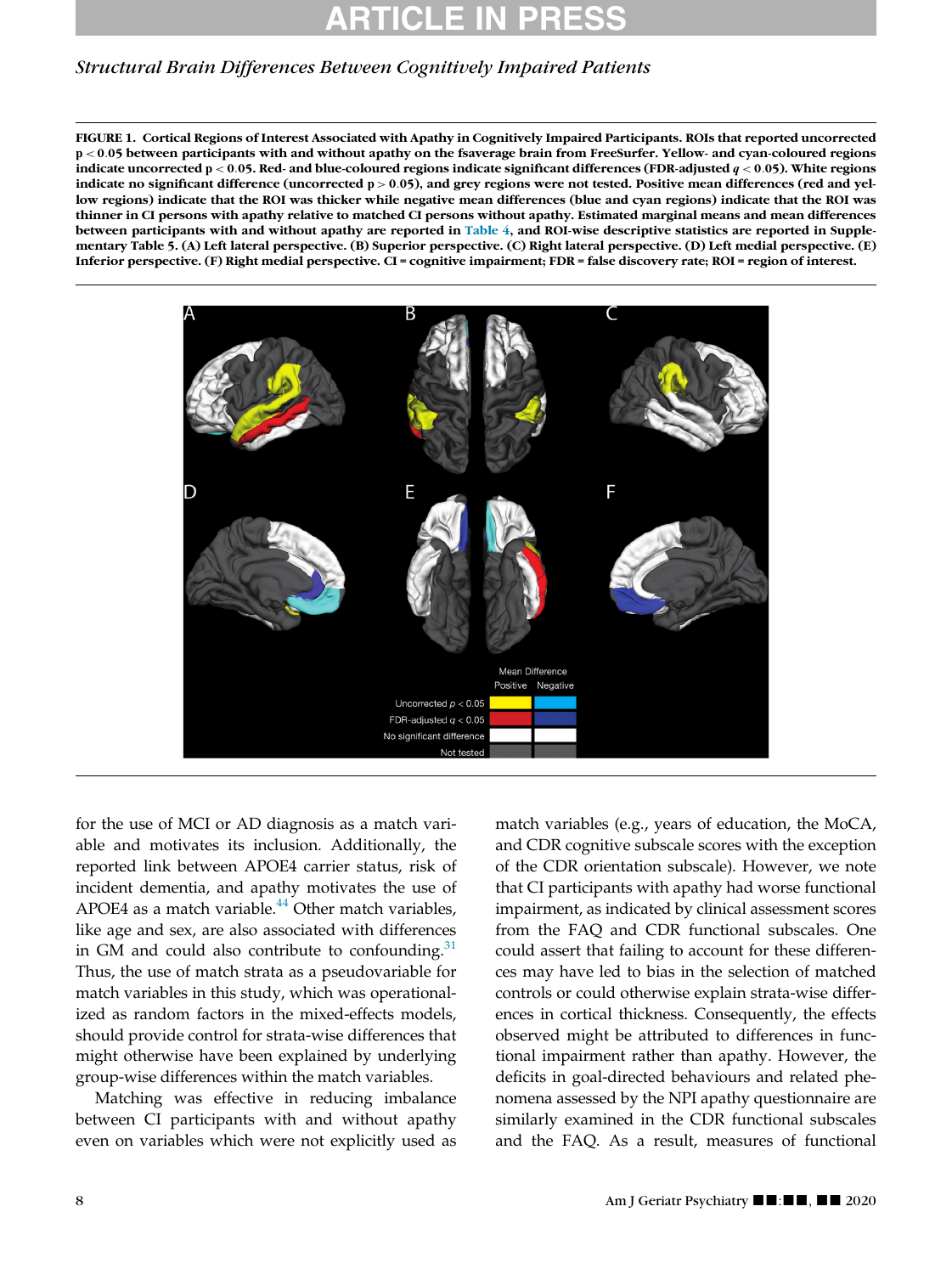**FIGURE 1. Cortical Regions of Interest Associated with Apathy in Cognitively Impaired Participants. ROIs that reported uncorrected $p < 0.05$ between participants with and without apathy on the fsaverage brain from FreeSurfer. Yellow- and cyan-coloured regions indicate uncorrected $p < 0.05$. Red- and blue-coloured regions indicate significant differences (FDR-adjusted $q < 0.05$). White regions indicate no significant difference (uncorrected $p > 0.05$), and grey regions were not tested. Positive mean differences (red and yellow regions) indicate that the ROI was thicker while negative mean differences (blue and cyan regions) indicate that the ROI was thinner in CI persons with apathy relative to matched CI persons without apathy. Estimated marginal means and mean differences between participants with and without apathy are reported in Table 4, and ROI-wise descriptive statistics are reported in Supplementary Table 5. (A) Left lateral perspective. (B) Superior perspective. (C) Right lateral perspective. (D) Left medial perspective. (E) Inferior perspective. (F) Right medial perspective. CI = cognitive impairment; FDR = false discovery rate; ROI = region of interest.**

for the use of MCI or AD diagnosis as a match variable and motivates its inclusion. Additionally, the reported link between APOE4 carrier status, risk of incident dementia, and apathy motivates the use of APOE4 as a match variable.[44] Other match variables, like age and sex, are also associated with differences in GM and could also contribute to confounding.[31] Thus, the use of match strata as a pseudovariable for match variables in this study, which was operationalized as random factors in the mixed-effects models, should provide control for strata-wise differences that might otherwise have been explained by underlying group-wise differences within the match variables.

Matching was effective in reducing imbalance between CI participants with and without apathy even on variables which were not explicitly used as match variables (e.g., years of education, the MoCA, and CDR cognitive subscale scores with the exception of the CDR orientation subscale). However, we note that CI participants with apathy had worse functional impairment, as indicated by clinical assessment scores from the FAQ and CDR functional subscales. One could assert that failing to account for these differences may have led to bias in the selection of matched controls or could otherwise explain strata-wise differences in cortical thickness. Consequently, the effects observed might be attributed to differences in functional impairment rather than apathy. However, the deficits in goal-directed behaviours and related phenomena assessed by the NPI apathy questionnaire are similarly examined in the CDR functional subscales and the FAQ. As a result, measures of functional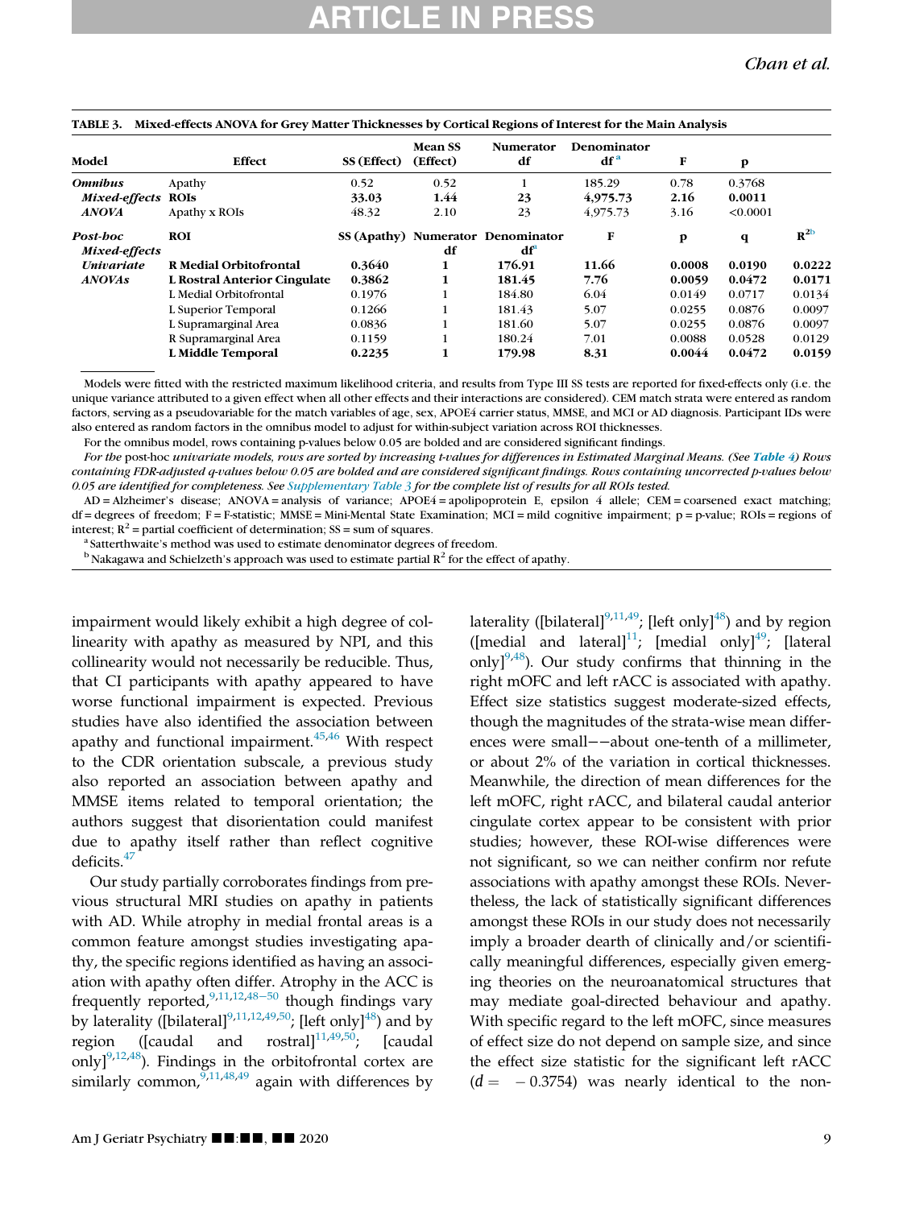**TABLE 3. Mixed-effects ANOVA for Grey Matter Thicknesses by Cortical Regions of Interest for the Main Analysis**

| Model | Effect | SS (Effect) | Mean SS (Effect) | Numerator df | Denominator df[a] | F | p | |
|---|---|---|---|---|---|---|---|---|
| ***Omnibus Mixed-effects ANOVA*** | Apathy | 0.52 | 0.52 | 1 | 185.29 | 0.78 | 0.3768 | |
| | **ROIs** | **33.03** | **1.44** | **23** | **4,975.73** | **2.16** | **0.0011** | |
| | Apathy x ROIs | 48.32 | 2.10 | 23 | 4,975.73 | 3.16 | <0.0001 | |
| ***Post-hoc Mixed-effects Univariate ANOVAs*** | **ROI** | **SS (Apathy)** | **Numerator df** | **Denominator df[a]** | **F** | **p** | **q** | **$R^2$[b]** |
| | **R Medial Orbitofrontal** | **0.3640** | **1** | **176.91** | **11.66** | **0.0008** | **0.0190** | **0.0222** |
| | **L Rostral Anterior Cingulate** | **0.3862** | **1** | **181.45** | **7.76** | **0.0059** | **0.0472** | **0.0171** |
| | L Medial Orbitofrontal | 0.1976 | 1 | 184.80 | 6.04 | 0.0149 | 0.0717 | 0.0134 |
| | L Superior Temporal | 0.1266 | 1 | 181.43 | 5.07 | 0.0255 | 0.0876 | 0.0097 |
| | L Supramarginal Area | 0.0836 | 1 | 181.60 | 5.07 | 0.0255 | 0.0876 | 0.0097 |
| | R Supramarginal Area | 0.1159 | 1 | 180.24 | 7.01 | 0.0088 | 0.0528 | 0.0129 |
| | **L Middle Temporal** | **0.2235** | **1** | **179.98** | **8.31** | **0.0044** | **0.0472** | **0.0159** |

Models were fitted with the restricted maximum likelihood criteria, and results from Type III SS tests are reported for fixed-effects only (i.e. the unique variance attributed to a given effect when all other effects and their interactions are considered). CEM match strata were entered as random factors, serving as a pseudovariable for the match variables of age, sex, APOE4 carrier status, MMSE, and MCI or AD diagnosis. Participant IDs were also entered as random factors in the omnibus model to adjust for within-subject variation across ROI thicknesses.

For the omnibus model, rows containing p-values below 0.05 are bolded and are considered significant findings.

*For the* post-hoc *univariate models, rows are sorted by increasing t-values for differences in Estimated Marginal Means. (See **Table 4**) Rows containing FDR-adjusted q-values below 0.05 are bolded and are considered significant findings. Rows containing uncorrected p-values below 0.05 are identified for completeness. See Supplementary Table 3 for the complete list of results for all ROIs tested.*

AD = Alzheimer's disease; ANOVA = analysis of variance; APOE4 = apolipoprotein E, epsilon 4 allele; CEM = coarsened exact matching; df = degrees of freedom; F = F-statistic; MMSE = Mini-Mental State Examination; MCI = mild cognitive impairment; p = p-value; ROIs = regions of interest; $R^2$ = partial coefficient of determination; SS = sum of squares.

[a] Satterthwaite's method was used to estimate denominator degrees of freedom.

[b] Nakagawa and Schielzeth's approach was used to estimate partial $R^2$ for the effect of apathy.

impairment would likely exhibit a high degree of collinearity with apathy as measured by NPI, and this collinearity would not necessarily be reducible. Thus, that CI participants with apathy appeared to have worse functional impairment is expected. Previous studies have also identified the association between apathy and functional impairment.[45,46] With respect to the CDR orientation subscale, a previous study also reported an association between apathy and MMSE items related to temporal orientation; the authors suggest that disorientation could manifest due to apathy itself rather than reflect cognitive deficits.[47]

Our study partially corroborates findings from previous structural MRI studies on apathy in patients with AD. While atrophy in medial frontal areas is a common feature amongst studies investigating apathy, the specific regions identified as having an association with apathy often differ. Atrophy in the ACC is frequently reported,[9,11,12,48–50] though findings vary by laterality ([bilateral][9,11,12,49,50]; [left only][48]) and by region ([caudal and rostral][11,49,50]; [caudal only][9,12,48]). Findings in the orbitofrontal cortex are similarly common,[9,11,48,49] again with differences by laterality ([bilateral][9,11,49]; [left only][48]) and by region ([medial and lateral][11]; [medial only][49]; [lateral only][9,48]). Our study confirms that thinning in the right mOFC and left rACC is associated with apathy. Effect size statistics suggest moderate-sized effects, though the magnitudes of the strata-wise mean differences were small−−about one-tenth of a millimeter, or about 2% of the variation in cortical thicknesses. Meanwhile, the direction of mean differences for the left mOFC, right rACC, and bilateral caudal anterior cingulate cortex appear to be consistent with prior studies; however, these ROI-wise differences were not significant, so we can neither confirm nor refute associations with apathy amongst these ROIs. Nevertheless, the lack of statistically significant differences amongst these ROIs in our study does not necessarily imply a broader dearth of clinically and/or scientifically meaningful differences, especially given emerging theories on the neuroanatomical structures that may mediate goal-directed behaviour and apathy. With specific regard to the left mOFC, since measures of effect size do not depend on sample size, and since the effect size statistic for the significant left rACC ($d = -0.3754$) was nearly identical to the non-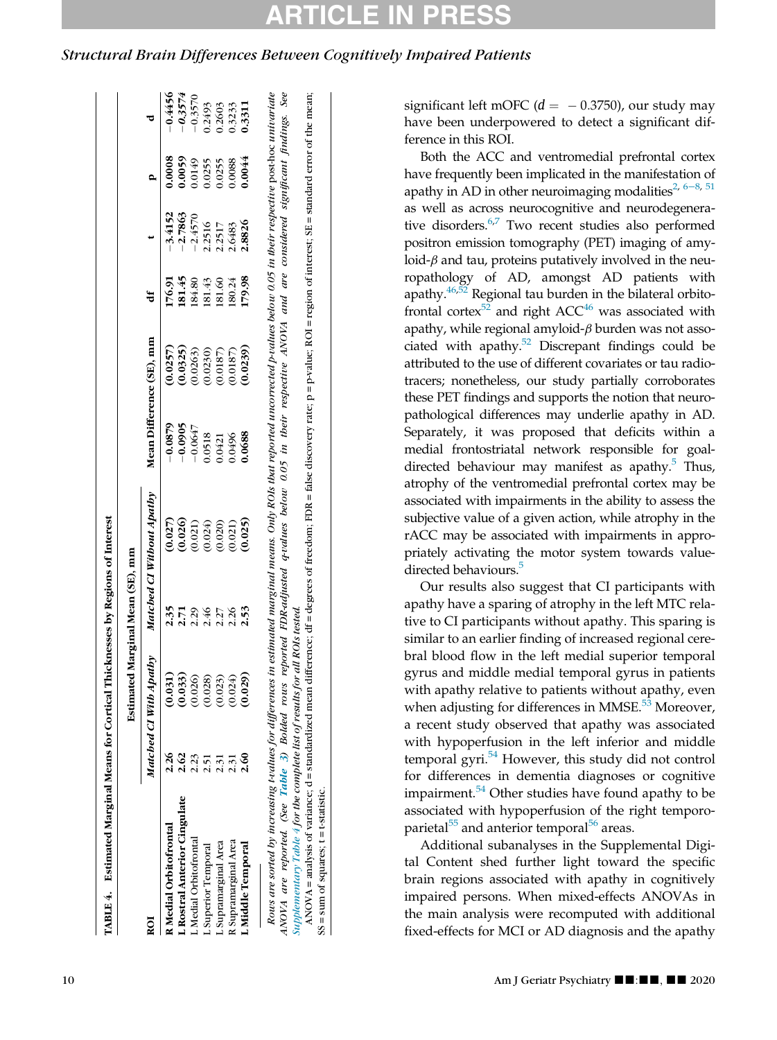**TABLE 4. Estimated Marginal Means for Cortical Thicknesses by Regions of Interest**

| ROI | Estimated Marginal Mean (SE), mm | | Mean Difference (SE), mm | df | t | p | d |
|---|---|---|---|---|---|---|---|
| | Matched CI With Apathy | Matched CI Without Apathy | | | | | |
| **R Medial Orbitofrontal** | **2.26 (0.031)** | **2.35 (0.027)** | **−0.0879 (0.0257)** | **176.91** | **−3.4152** | **0.0008** | **−0.4456** |
| **L Rostral Anterior Cingulate** | **2.62 (0.033)** | **2.71 (0.026)** | **−0.0905 (0.0325)** | **181.45** | **−2.7863** | **0.0059** | **−0.3574** |
| L Medial Orbitofrontal | 2.23 (0.026) | 2.29 (0.021) | −0.0647 (0.0263) | 184.80 | −2.4570 | 0.0149 | −0.3570 |
| L Superior Temporal | 2.51 (0.028) | 2.46 (0.024) | 0.0518 (0.0230) | 181.43 | 2.2516 | 0.0255 | 0.2493 |
| L Supramarginal Area | 2.31 (0.023) | 2.27 (0.020) | 0.0421 (0.0187) | 181.60 | 2.2517 | 0.0255 | 0.2603 |
| R Supramarginal Area | 2.31 (0.024) | 2.26 (0.021) | 0.0496 (0.0187) | 180.24 | 2.6483 | 0.0088 | 0.3233 |
| **L Middle Temporal** | **2.60 (0.029)** | **2.53 (0.025)** | **0.0688 (0.0239)** | **179.98** | **2.8826** | **0.0044** | **0.3311** |

*Rows are sorted by increasing t-values for differences in estimated marginal means. Only ROIs that reported uncorrected p-values below 0.05 in their respective post-hoc univariate ANOVA are reported. Bolded rows reported FDR-adjusted q-values below 0.05 in their respective ANOVA and are considered significant findings. See Table 3) See Supplementary Table 4 for the complete list of results for all ROIs tested.*

ANOVA = analysis of variance; d = standardized mean difference; df = degrees of freedom; FDR = false discovery rate; p = p-value; ROI = region of interest; SE = standard error of the mean; SS = sum of squares; t = t-statistic.

significant left mOFC ($d = -0.3750$), our study may have been underpowered to detect a significant difference in this ROI.

Both the ACC and ventromedial prefrontal cortex have frequently been implicated in the manifestation of apathy in AD in other neuroimaging modalities[2, 6–8, 51] as well as across neurocognitive and neurodegenerative disorders.[6,7] Two recent studies also performed positron emission tomography (PET) imaging of amyloid-$\beta$ and tau, proteins putatively involved in the neuropathology of AD, amongst AD patients with apathy.[46,52] Regional tau burden in the bilateral orbitofrontal cortex[52] and right ACC[46] was associated with apathy, while regional amyloid-$\beta$ burden was not associated with apathy.[52] Discrepant findings could be attributed to the use of different covariates or tau radiotracers; nonetheless, our study partially corroborates these PET findings and supports the notion that neuropathological differences may underlie apathy in AD. Separately, it was proposed that deficits within a medial frontostriatal network responsible for goal-directed behaviour may manifest as apathy.[5] Thus, atrophy of the ventromedial prefrontal cortex may be associated with impairments in the ability to assess the subjective value of a given action, while atrophy in the rACC may be associated with impairments in appropriately activating the motor system towards value-directed behaviours.[5]

Our results also suggest that CI participants with apathy have a sparing of atrophy in the left MTC relative to CI participants without apathy. This sparing is similar to an earlier finding of increased regional cerebral blood flow in the left medial superior temporal gyrus and middle medial temporal gyrus in patients with apathy relative to patients without apathy, even when adjusting for differences in MMSE.[53] Moreover, a recent study observed that apathy was associated with hypoperfusion in the left inferior and middle temporal gyri.[54] However, this study did not control for differences in dementia diagnoses or cognitive impairment.[54] Other studies have found apathy to be associated with hypoperfusion of the right temporoparietal[55] and anterior temporal[56] areas.

Additional subanalyses in the Supplemental Digital Content shed further light toward the specific brain regions associated with apathy in cognitively impaired persons. When mixed-effects ANOVAs in the main analysis were recomputed with additional fixed-effects for MCI or AD diagnosis and the apathy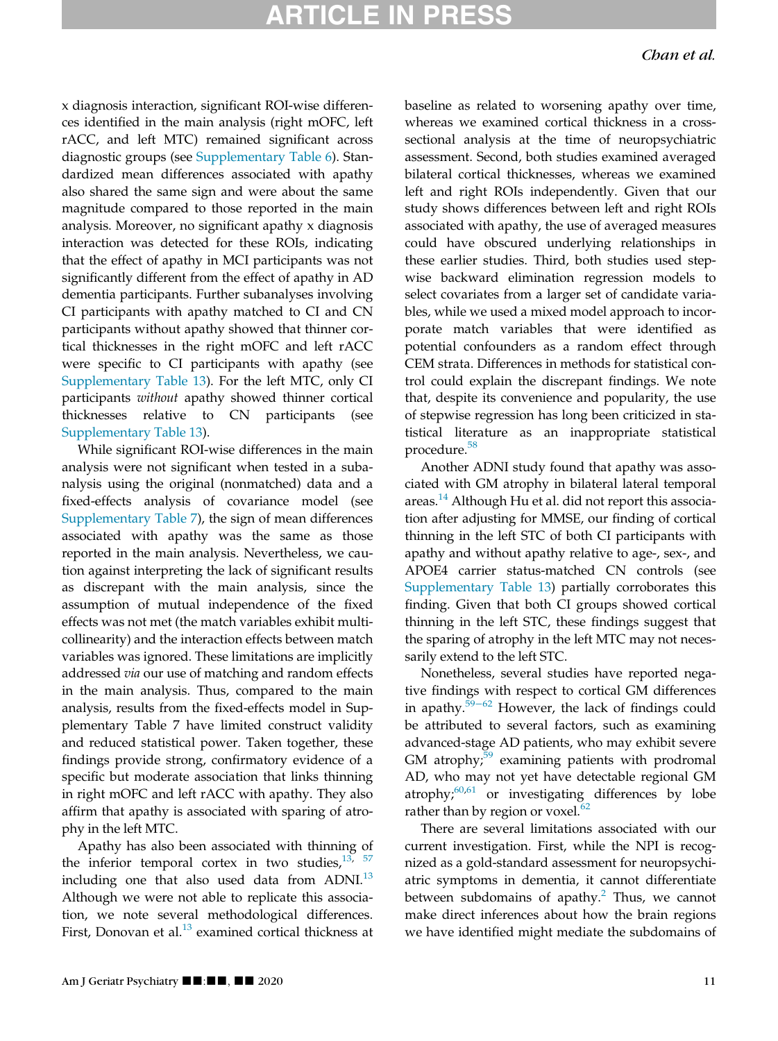x diagnosis interaction, significant ROI-wise differences identified in the main analysis (right mOFC, left rACC, and left MTC) remained significant across diagnostic groups (see Supplementary Table 6). Standardized mean differences associated with apathy also shared the same sign and were about the same magnitude compared to those reported in the main analysis. Moreover, no significant apathy x diagnosis interaction was detected for these ROIs, indicating that the effect of apathy in MCI participants was not significantly different from the effect of apathy in AD dementia participants. Further subanalyses involving CI participants with apathy matched to CI and CN participants without apathy showed that thinner cortical thicknesses in the right mOFC and left rACC were specific to CI participants with apathy (see Supplementary Table 13). For the left MTC, only CI participants *without* apathy showed thinner cortical thicknesses relative to CN participants (see Supplementary Table 13).

While significant ROI-wise differences in the main analysis were not significant when tested in a subanalysis using the original (nonmatched) data and a fixed-effects analysis of covariance model (see Supplementary Table 7), the sign of mean differences associated with apathy was the same as those reported in the main analysis. Nevertheless, we caution against interpreting the lack of significant results as discrepant with the main analysis, since the assumption of mutual independence of the fixed effects was not met (the match variables exhibit multicollinearity) and the interaction effects between match variables was ignored. These limitations are implicitly addressed *via* our use of matching and random effects in the main analysis. Thus, compared to the main analysis, results from the fixed-effects model in Supplementary Table 7 have limited construct validity and reduced statistical power. Taken together, these findings provide strong, confirmatory evidence of a specific but moderate association that links thinning in right mOFC and left rACC with apathy. They also affirm that apathy is associated with sparing of atrophy in the left MTC.

Apathy has also been associated with thinning of the inferior temporal cortex in two studies,[13, 57] including one that also used data from ADNI.[13] Although we were not able to replicate this association, we note several methodological differences. First, Donovan et al.[13] examined cortical thickness at baseline as related to worsening apathy over time, whereas we examined cortical thickness in a cross-sectional analysis at the time of neuropsychiatric assessment. Second, both studies examined averaged bilateral cortical thicknesses, whereas we examined left and right ROIs independently. Given that our study shows differences between left and right ROIs associated with apathy, the use of averaged measures could have obscured underlying relationships in these earlier studies. Third, both studies used stepwise backward elimination regression models to select covariates from a larger set of candidate variables, while we used a mixed model approach to incorporate match variables that were identified as potential confounders as a random effect through CEM strata. Differences in methods for statistical control could explain the discrepant findings. We note that, despite its convenience and popularity, the use of stepwise regression has long been criticized in statistical literature as an inappropriate statistical procedure.[58]

Another ADNI study found that apathy was associated with GM atrophy in bilateral lateral temporal areas.[14] Although Hu et al. did not report this association after adjusting for MMSE, our finding of cortical thinning in the left STC of both CI participants with apathy and without apathy relative to age-, sex-, and APOE4 carrier status-matched CN controls (see Supplementary Table 13) partially corroborates this finding. Given that both CI groups showed cortical thinning in the left STC, these findings suggest that the sparing of atrophy in the left MTC may not necessarily extend to the left STC.

Nonetheless, several studies have reported negative findings with respect to cortical GM differences in apathy.[59−62] However, the lack of findings could be attributed to several factors, such as examining advanced-stage AD patients, who may exhibit severe GM atrophy;[59] examining patients with prodromal AD, who may not yet have detectable regional GM atrophy;[60,61] or investigating differences by lobe rather than by region or voxel.[62]

There are several limitations associated with our current investigation. First, while the NPI is recognized as a gold-standard assessment for neuropsychiatric symptoms in dementia, it cannot differentiate between subdomains of apathy.[2] Thus, we cannot make direct inferences about how the brain regions we have identified might mediate the subdomains of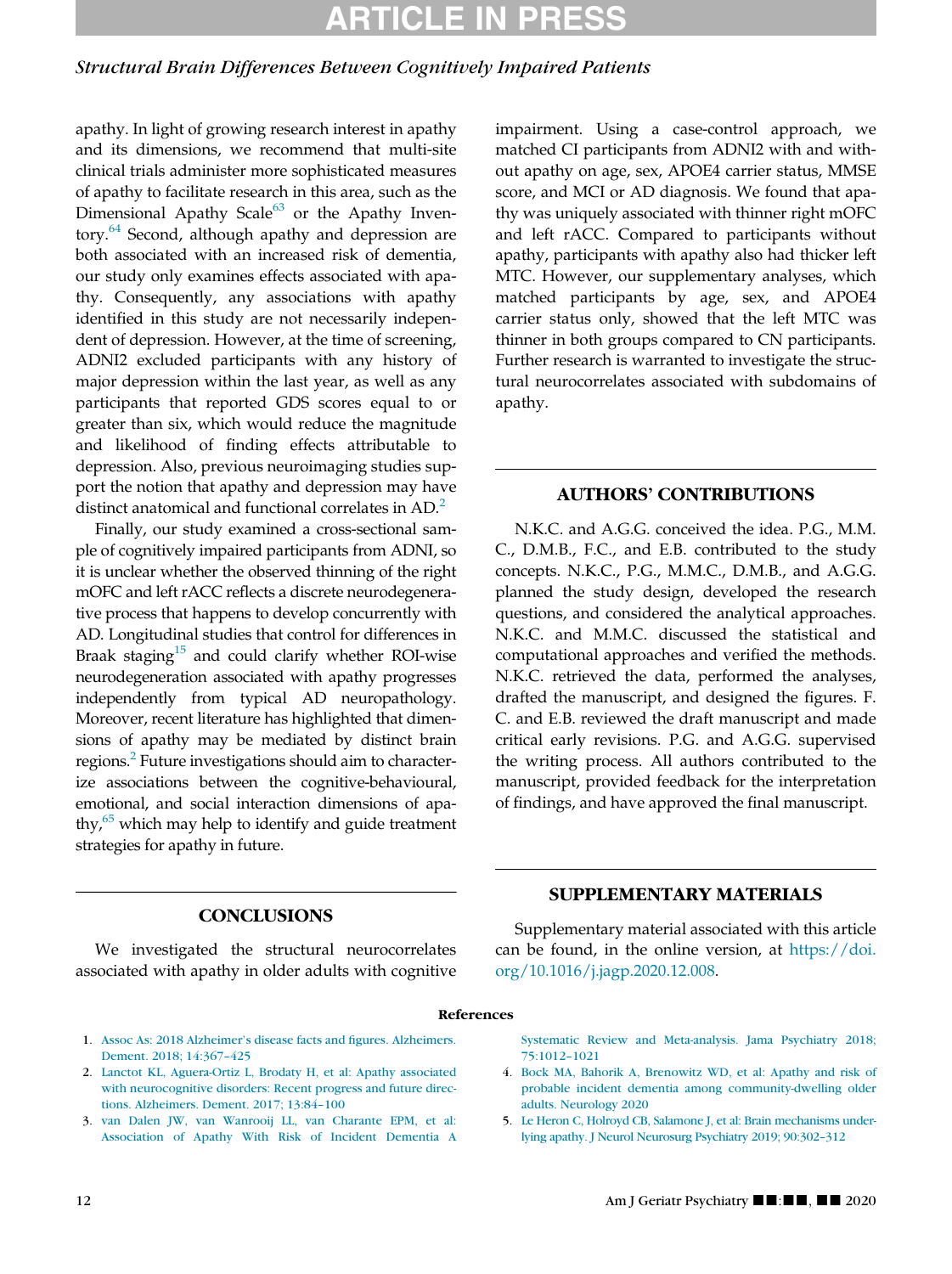apathy. In light of growing research interest in apathy and its dimensions, we recommend that multi-site clinical trials administer more sophisticated measures of apathy to facilitate research in this area, such as the Dimensional Apathy Scale[63] or the Apathy Inventory.[64] Second, although apathy and depression are both associated with an increased risk of dementia, our study only examines effects associated with apathy. Consequently, any associations with apathy identified in this study are not necessarily independent of depression. However, at the time of screening, ADNI2 excluded participants with any history of major depression within the last year, as well as any participants that reported GDS scores equal to or greater than six, which would reduce the magnitude and likelihood of finding effects attributable to depression. Also, previous neuroimaging studies support the notion that apathy and depression may have distinct anatomical and functional correlates in AD.[2]

Finally, our study examined a cross-sectional sample of cognitively impaired participants from ADNI, so it is unclear whether the observed thinning of the right mOFC and left rACC reflects a discrete neurodegenerative process that happens to develop concurrently with AD. Longitudinal studies that control for differences in Braak staging[15] and could clarify whether ROI-wise neurodegeneration associated with apathy progresses independently from typical AD neuropathology. Moreover, recent literature has highlighted that dimensions of apathy may be mediated by distinct brain regions.[2] Future investigations should aim to characterize associations between the cognitive-behavioural, emotional, and social interaction dimensions of apathy,[65] which may help to identify and guide treatment strategies for apathy in future.

## CONCLUSIONS

We investigated the structural neurocorrelates associated with apathy in older adults with cognitive impairment. Using a case-control approach, we matched CI participants from ADNI2 with and without apathy on age, sex, APOE4 carrier status, MMSE score, and MCI or AD diagnosis. We found that apathy was uniquely associated with thinner right mOFC and left rACC. Compared to participants without apathy, participants with apathy also had thicker left MTC. However, our supplementary analyses, which matched participants by age, sex, and APOE4 carrier status only, showed that the left MTC was thinner in both groups compared to CN participants. Further research is warranted to investigate the structural neurocorrelates associated with subdomains of apathy.

## AUTHORS' CONTRIBUTIONS

N.K.C. and A.G.G. conceived the idea. P.G., M.M.C., D.M.B., F.C., and E.B. contributed to the study concepts. N.K.C., P.G., M.M.C., D.M.B., and A.G.G. planned the study design, developed the research questions, and considered the analytical approaches. N.K.C. and M.M.C. discussed the statistical and computational approaches and verified the methods. N.K.C. retrieved the data, performed the analyses, drafted the manuscript, and designed the figures. F.C. and E.B. reviewed the draft manuscript and made critical early revisions. P.G. and A.G.G. supervised the writing process. All authors contributed to the manuscript, provided feedback for the interpretation of findings, and have approved the final manuscript.

## SUPPLEMENTARY MATERIALS

Supplementary material associated with this article can be found, in the online version, at https://doi.org/10.1016/j.jagp.2020.12.008.

## References

1. Assoc As: 2018 Alzheimer's disease facts and figures. Alzheimers. Dement. 2018; 14:367–425
2. Lanctot KL, Aguera-Ortiz L, Brodaty H, et al: Apathy associated with neurocognitive disorders: Recent progress and future directions. Alzheimers. Dement. 2017; 13:84–100
3. van Dalen JW, van Wanrooij LL, van Charante EPM, et al: Association of Apathy With Risk of Incident Dementia A Systematic Review and Meta-analysis. Jama Psychiatry 2018; 75:1012–1021
4. Bock MA, Bahorik A, Brenowitz WD, et al: Apathy and risk of probable incident dementia among community-dwelling older adults. Neurology 2020
5. Le Heron C, Holroyd CB, Salamone J, et al: Brain mechanisms underlying apathy. J Neurol Neurosurg Psychiatry 2019; 90:302–312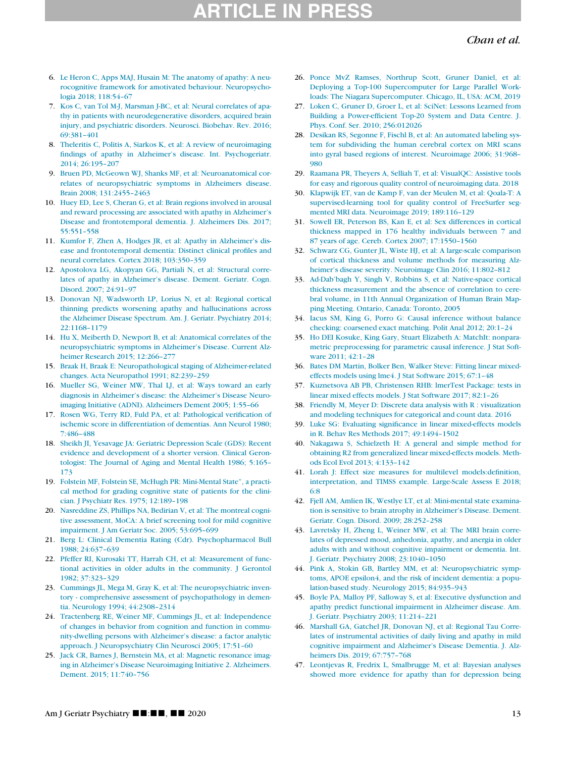6. Le Heron C, Apps MAJ, Husain M: The anatomy of apathy: A neurocognitive framework for amotivated behaviour. Neuropsychologia 2018; 118:54–67
7. Kos C, van Tol M-J, Marsman J-BC, et al: Neural correlates of apathy in patients with neurodegenerative disorders, acquired brain injury, and psychiatric disorders. Neurosci. Biobehav. Rev. 2016; 69:381–401
8. Theleritis C, Politis A, Siarkos K, et al: A review of neuroimaging findings of apathy in Alzheimer's disease. Int. Psychogeriatr. 2014; 26:195–207
9. Bruen PD, McGeown WJ, Shanks MF, et al: Neuroanatomical correlates of neuropsychiatric symptoms in Alzheimers disease. Brain 2008; 131:2455–2463
10. Huey ED, Lee S, Cheran G, et al: Brain regions involved in arousal and reward processing are associated with apathy in Alzheimer's Disease and frontotemporal dementia. J. Alzheimers Dis. 2017; 55:551–558
11. Kumfor F, Zhen A, Hodges JR, et al: Apathy in Alzheimer's disease and frontotemporal dementia: Distinct clinical profiles and neural correlates. Cortex 2018; 103:350–359
12. Apostolova LG, Akopyan GG, Partiali N, et al: Structural correlates of apathy in Alzheimer's disease. Dement. Geriatr. Cogn. Disord. 2007; 24:91–97
13. Donovan NJ, Wadsworth LP, Lorius N, et al: Regional cortical thinning predicts worsening apathy and hallucinations across the Alzheimer Disease Spectrum. Am. J. Geriatr. Psychiatry 2014; 22:1168–1179
14. Hu X, Meiberth D, Newport B, et al: Anatomical correlates of the neuropsychiatric symptoms in Alzheimer's Disease. Current Alzheimer Research 2015; 12:266–277
15. Braak H, Braak E: Neuropathological staging of Alzheimer-related changes. Acta Neuropathol 1991; 82:239–259
16. Mueller SG, Weiner MW, Thal LJ, et al: Ways toward an early diagnosis in Alzheimer's disease: the Alzheimer's Disease Neuroimaging Initiative (ADNI). Alzheimers Dement 2005; 1:55–66
17. Rosen WG, Terry RD, Fuld PA, et al: Pathological verification of ischemic score in differentiation of dementias. Ann Neurol 1980; 7:486–488
18. Sheikh JI, Yesavage JA: Geriatric Depression Scale (GDS): Recent evidence and development of a shorter version. Clinical Gerontologist: The Journal of Aging and Mental Health 1986; 5:165–173
19. Folstein MF, Folstein SE, McHugh PR: Mini-Mental State", a practical method for grading cognitive state of patients for the clinician. J Psychiatr Res. 1975; 12:189–198
20. Nasreddine ZS, Phillips NA, Bedirian V, et al: The montreal cognitive assessment, MoCA: A brief screening tool for mild cognitive impairment. J Am Geriatr Soc. 2005; 53:695–699
21. Berg L: Clinical Dementia Rating (Cdr). Psychopharmacol Bull 1988; 24:637–639
22. Pfeffer RI, Kurosaki TT, Harrah CH, et al: Measurement of functional activities in older adults in the community. J Gerontol 1982; 37:323–329
23. Cummings JL, Mega M, Gray K, et al: The neuropsychiatric inventory - comprehensive assessment of psychopathology in dementia. Neurology 1994; 44:2308–2314
24. Tractenberg RE, Weiner MF, Cummings JL, et al: Independence of changes in behavior from cognition and function in community-dwelling persons with Alzheimer's disease: a factor analytic approach. J Neuropsychiatry Clin Neurosci 2005; 17:51–60
25. Jack CR, Barnes J, Bernstein MA, et al: Magnetic resonance imaging in Alzheimer's Disease Neuroimaging Initiative 2. Alzheimers. Dement. 2015; 11:740–756
26. Ponce MvZ Ramses, Northrup Scott, Gruner Daniel, et al: Deploying a Top-100 Supercomputer for Large Parallel Workloads: The Niagara Supercomputer. Chicago, IL, USA: ACM, 2019
27. Loken C, Gruner D, Groer L, et al: SciNet: Lessons Learned from Building a Power-efficient Top-20 System and Data Centre. J. Phys. Conf. Ser. 2010; 256:012026
28. Desikan RS, Segonne F, Fischl B, et al: An automated labeling system for subdividing the human cerebral cortex on MRI scans into gyral based regions of interest. Neuroimage 2006; 31:968–980
29. Raamana PR, Theyers A, Selliah T, et al: VisualQC: Assistive tools for easy and rigorous quality control of neuroimaging data. 2018
30. Klapwijk ET, van de Kamp F, van der Meulen M, et al: Qoala-T: A supervised-learning tool for quality control of FreeSurfer segmented MRI data. Neuroimage 2019; 189:116–129
31. Sowell ER, Peterson BS, Kan E, et al: Sex differences in cortical thickness mapped in 176 healthy individuals between 7 and 87 years of age. Cereb. Cortex 2007; 17:1550–1560
32. Schwarz CG, Gunter JL, Wiste HJ, et al: A large-scale comparison of cortical thickness and volume methods for measuring Alzheimer's disease severity. Neuroimage Clin 2016; 11:802–812
33. Ad-Dab'bagh Y, Singh V, Robbins S, et al: Native-space cortical thickness measurement and the absence of correlation to cerebral volume, in 11th Annual Organization of Human Brain Mapping Meeting. Ontario, Canada: Toronto, 2005
34. Iacus SM, King G, Porro G: Causal inference without balance checking: coarsened exact matching. Polit Anal 2012; 20:1–24
35. Ho DEI Kosuke, King Gary, Stuart Elizabeth A: MatchIt: nonparametric preprocessing for parametric causal inference. J Stat Software 2011; 42:1–28
36. Bates DM Martin, Bolker Ben, Walker Steve: Fitting linear mixed-effects models using lme4. J Stat Software 2015; 67:1–48
37. Kuznetsova AB PB, Christensen RHB: lmerTest Package: tests in linear mixed effects models. J Stat Software 2017; 82:1–26
38. Friendly M, Meyer D: Discrete data analysis with R : visualization and modeling techniques for categorical and count data. 2016
39. Luke SG: Evaluating significance in linear mixed-effects models in R. Behav Res Methods 2017; 49:1494–1502
40. Nakagawa S, Schielzeth H: A general and simple method for obtaining R2 from generalized linear mixed-effects models. Methods Ecol Evol 2013; 4:133–142
41. Lorah J: Effect size measures for multilevel models:definition, interpretation, and TIMSS example. Large-Scale Assess E 2018; 6:8
42. Fjell AM, Amlien IK, Westlye LT, et al: Mini-mental state examination is sensitive to brain atrophy in Alzheimer's Disease. Dement. Geriatr. Cogn. Disord. 2009; 28:252–258
43. Lavretsky H, Zheng L, Weiner MW, et al: The MRI brain correlates of depressed mood, anhedonia, apathy, and anergia in older adults with and without cognitive impairment or dementia. Int. J. Geriatr. Psychiatry 2008; 23:1040–1050
44. Pink A, Stokin GB, Bartley MM, et al: Neuropsychiatric symptoms, APOE epsilon4, and the risk of incident dementia: a population-based study. Neurology 2015; 84:935–943
45. Boyle PA, Malloy PF, Salloway S, et al: Executive dysfunction and apathy predict functional impairment in Alzheimer disease. Am. J. Geriatr. Psychiatry 2003; 11:214–221
46. Marshall GA, Gatchel JR, Donovan NJ, et al: Regional Tau Correlates of instrumental activities of daily living and apathy in mild cognitive impairment and Alzheimer's Disease Dementia. J. Alzheimers Dis. 2019; 67:757–768
47. Leontjevas R, Fredrix L, Smalbrugge M, et al: Bayesian analyses showed more evidence for apathy than for depression being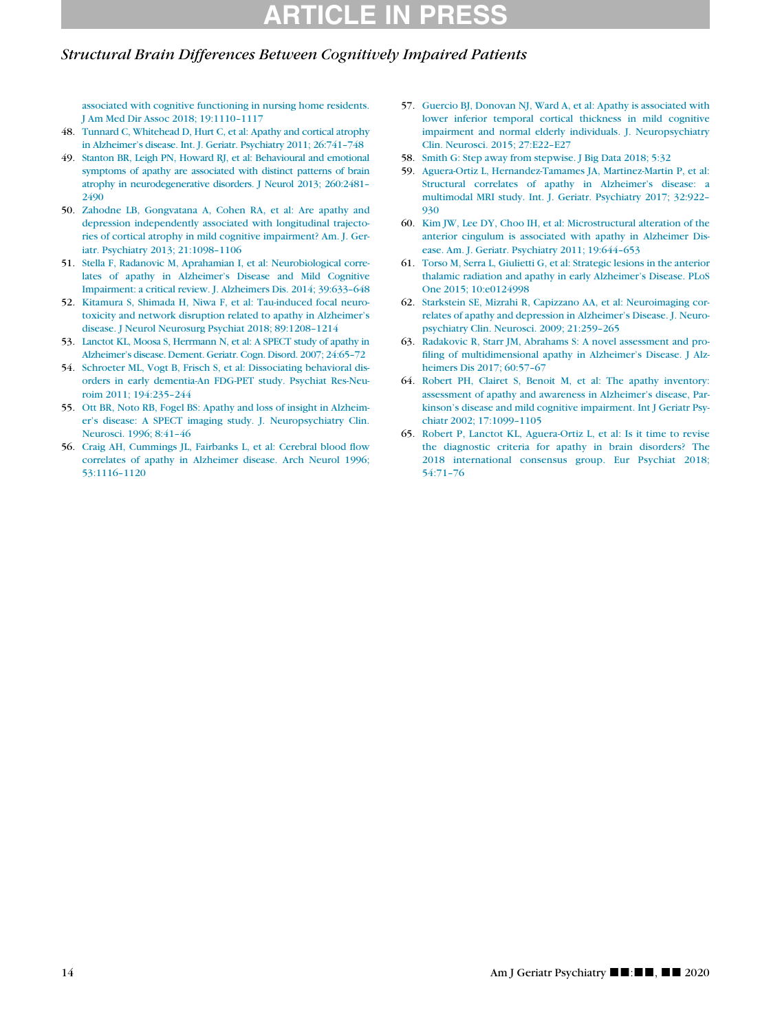associated with cognitive functioning in nursing home residents. J Am Med Dir Assoc 2018; 19:1110–1117

48. Tunnard C, Whitehead D, Hurt C, et al: Apathy and cortical atrophy in Alzheimer's disease. Int. J. Geriatr. Psychiatry 2011; 26:741–748
49. Stanton BR, Leigh PN, Howard RJ, et al: Behavioural and emotional symptoms of apathy are associated with distinct patterns of brain atrophy in neurodegenerative disorders. J Neurol 2013; 260:2481–2490
50. Zahodne LB, Gongvatana A, Cohen RA, et al: Are apathy and depression independently associated with longitudinal trajectories of cortical atrophy in mild cognitive impairment? Am. J. Geriatr. Psychiatry 2013; 21:1098–1106
51. Stella F, Radanovic M, Aprahamian I, et al: Neurobiological correlates of apathy in Alzheimer's Disease and Mild Cognitive Impairment: a critical review. J. Alzheimers Dis. 2014; 39:633–648
52. Kitamura S, Shimada H, Niwa F, et al: Tau-induced focal neurotoxicity and network disruption related to apathy in Alzheimer's disease. J Neurol Neurosurg Psychiat 2018; 89:1208–1214
53. Lanctot KL, Moosa S, Herrmann N, et al: A SPECT study of apathy in Alzheimer's disease. Dement. Geriatr. Cogn. Disord. 2007; 24:65–72
54. Schroeter ML, Vogt B, Frisch S, et al: Dissociating behavioral disorders in early dementia-An FDG-PET study. Psychiat Res-Neuroim 2011; 194:235–244
55. Ott BR, Noto RB, Fogel BS: Apathy and loss of insight in Alzheimer's disease: A SPECT imaging study. J. Neuropsychiatry Clin. Neurosci. 1996; 8:41–46
56. Craig AH, Cummings JL, Fairbanks L, et al: Cerebral blood flow correlates of apathy in Alzheimer disease. Arch Neurol 1996; 53:1116–1120
57. Guercio BJ, Donovan NJ, Ward A, et al: Apathy is associated with lower inferior temporal cortical thickness in mild cognitive impairment and normal elderly individuals. J. Neuropsychiatry Clin. Neurosci. 2015; 27:E22–E27
58. Smith G: Step away from stepwise. J Big Data 2018; 5:32
59. Aguera-Ortiz L, Hernandez-Tamames JA, Martinez-Martin P, et al: Structural correlates of apathy in Alzheimer's disease: a multimodal MRI study. Int. J. Geriatr. Psychiatry 2017; 32:922–930
60. Kim JW, Lee DY, Choo IH, et al: Microstructural alteration of the anterior cingulum is associated with apathy in Alzheimer Disease. Am. J. Geriatr. Psychiatry 2011; 19:644–653
61. Torso M, Serra L, Giulietti G, et al: Strategic lesions in the anterior thalamic radiation and apathy in early Alzheimer's Disease. PLoS One 2015; 10:e0124998
62. Starkstein SE, Mizrahi R, Capizzano AA, et al: Neuroimaging correlates of apathy and depression in Alzheimer's Disease. J. Neuropsychiatry Clin. Neurosci. 2009; 21:259–265
63. Radakovic R, Starr JM, Abrahams S: A novel assessment and profiling of multidimensional apathy in Alzheimer's Disease. J Alzheimers Dis 2017; 60:57–67
64. Robert PH, Clairet S, Benoit M, et al: The apathy inventory: assessment of apathy and awareness in Alzheimer's disease, Parkinson's disease and mild cognitive impairment. Int J Geriatr Psychiatr 2002; 17:1099–1105
65. Robert P, Lanctot KL, Aguera-Ortiz L, et al: Is it time to revise the diagnostic criteria for apathy in brain disorders? The 2018 international consensus group. Eur Psychiat 2018; 54:71–76